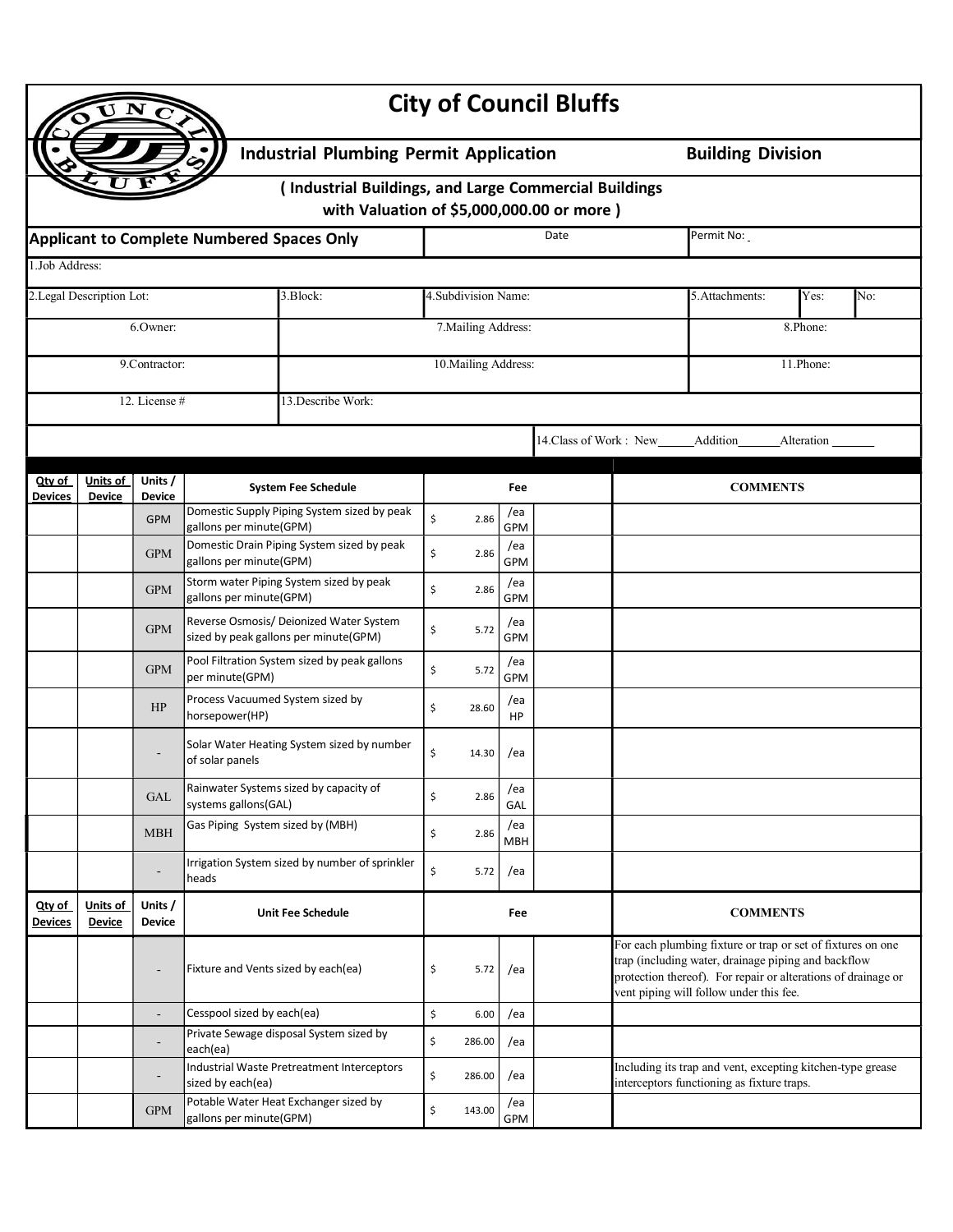# City of Council Bluffs

## Industrial Plumbing Permit Application — Building Division

**( Industrial Buildings, and Large Commercial Buildings with Valuation of $5,000,000.00 or more )**

**Applicant to Complete Numbered Spaces Only** | Date | Permit No:

| | | | | | |
|---|---|---|---|---|---|
| 1.Job Address: | | | | | |
| 2.Legal Description Lot: | 3.Block: | 4.Subdivision Name: | 5.Attachments: | Yes: | No: |
| 6.Owner: | 7.Mailing Address: | | 8.Phone: | | |
| 9.Contractor: | 10.Mailing Address: | | 11.Phone: | | |
| 12. License # | 13.Describe Work: | | | | |

14.Class of Work : New______ Addition_______ Alteration _______

| Qty of Devices | Units of Device | Units / Device | System Fee Schedule | Fee | | | COMMENTS |
|---|---|---|---|---|---|---|---|
| | | GPM | Domestic Supply Piping System sized by peak gallons per minute(GPM) | $ 2.86 | /ea GPM | | |
| | | GPM | Domestic Drain Piping System sized by peak gallons per minute(GPM) | $ 2.86 | /ea GPM | | |
| | | GPM | Storm water Piping System sized by peak gallons per minute(GPM) | $ 2.86 | /ea GPM | | |
| | | GPM | Reverse Osmosis/ Deionized Water System sized by peak gallons per minute(GPM) | $ 5.72 | /ea GPM | | |
| | | GPM | Pool Filtration System sized by peak gallons per minute(GPM) | $ 5.72 | /ea GPM | | |
| | | HP | Process Vacuumed System sized by horsepower(HP) | $ 28.60 | /ea HP | | |
| | | - | Solar Water Heating System sized by number of solar panels | $ 14.30 | /ea | | |
| | | GAL | Rainwater Systems sized by capacity of systems gallons(GAL) | $ 2.86 | /ea GAL | | |
| | | MBH | Gas Piping System sized by (MBH) | $ 2.86 | /ea MBH | | |
| | | - | Irrigation System sized by number of sprinkler heads | $ 5.72 | /ea | | |

| Qty of Devices | Units of Device | Units / Device | Unit Fee Schedule | Fee | | | COMMENTS |
|---|---|---|---|---|---|---|---|
| | | - | Fixture and Vents sized by each(ea) | $ 5.72 | /ea | | For each plumbing fixture or trap or set of fixtures on one trap (including water, drainage piping and backflow protection thereof). For repair or alterations of drainage or vent piping will follow under this fee. |
| | | - | Cesspool sized by each(ea) | $ 6.00 | /ea | | |
| | | - | Private Sewage disposal System sized by each(ea) | $ 286.00 | /ea | | |
| | | - | Industrial Waste Pretreatment Interceptors sized by each(ea) | $ 286.00 | /ea | | Including its trap and vent, excepting kitchen-type grease interceptors functioning as fixture traps. |
| | | GPM | Potable Water Heat Exchanger sized by gallons per minute(GPM) | $ 143.00 | /ea GPM | | |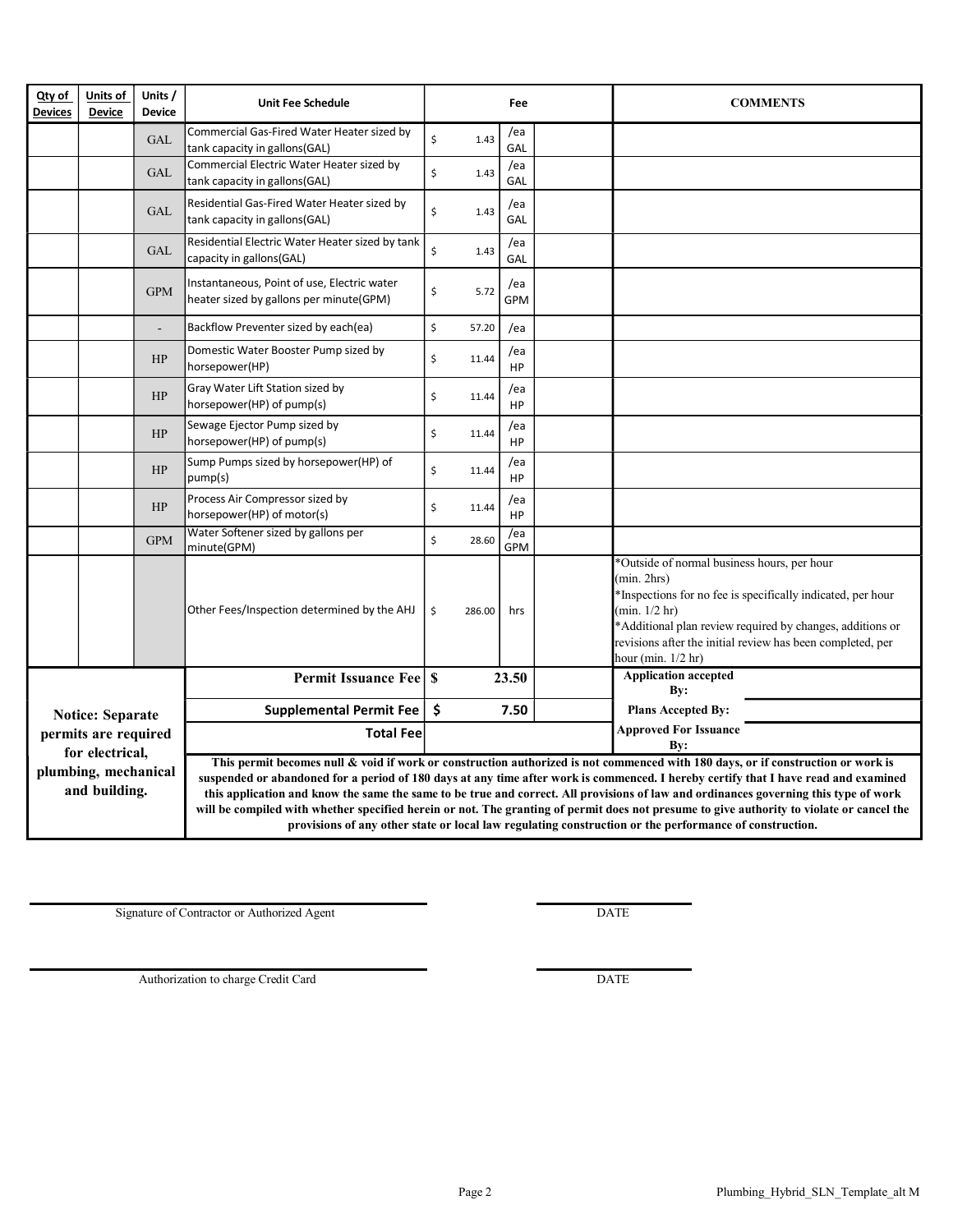| Qty of Devices | Units of Device | Units / Device | Unit Fee Schedule | Fee | | | COMMENTS |
|---|---|---|---|---|---|---|---|
| | | GAL | Commercial Gas-Fired Water Heater sized by tank capacity in gallons(GAL) | $ 1.43 | /ea GAL | | |
| | | GAL | Commercial Electric Water Heater sized by tank capacity in gallons(GAL) | $ 1.43 | /ea GAL | | |
| | | GAL | Residential Gas-Fired Water Heater sized by tank capacity in gallons(GAL) | $ 1.43 | /ea GAL | | |
| | | GAL | Residential Electric Water Heater sized by tank capacity in gallons(GAL) | $ 1.43 | /ea GAL | | |
| | | GPM | Instantaneous, Point of use, Electric water heater sized by gallons per minute(GPM) | $ 5.72 | /ea GPM | | |
| | | - | Backflow Preventer sized by each(ea) | $ 57.20 | /ea | | |
| | | HP | Domestic Water Booster Pump sized by horsepower(HP) | $ 11.44 | /ea HP | | |
| | | HP | Gray Water Lift Station sized by horsepower(HP) of pump(s) | $ 11.44 | /ea HP | | |
| | | HP | Sewage Ejector Pump sized by horsepower(HP) of pump(s) | $ 11.44 | /ea HP | | |
| | | HP | Sump Pumps sized by horsepower(HP) of pump(s) | $ 11.44 | /ea HP | | |
| | | HP | Process Air Compressor sized by horsepower(HP) of motor(s) | $ 11.44 | /ea HP | | |
| | | GPM | Water Softener sized by gallons per minute(GPM) | $ 28.60 | /ea GPM | | |
| | | | Other Fees/Inspection determined by the AHJ | $ 286.00 | hrs | | *Outside of normal business hours, per hour (min. 2hrs)<br>*Inspections for no fee is specifically indicated, per hour (min. 1/2 hr)<br>*Additional plan review required by changes, additions or revisions after the initial review has been completed, per hour (min. 1/2 hr) |
| **Notice: Separate permits are required for electrical, plumbing, mechanical and building.** | | | **Permit Issuance Fee** | **$ 23.50** | | | **Application accepted By:** |
| | | | **Supplemental Permit Fee** | **$ 7.50** | | | **Plans Accepted By:** |
| | | | **Total Fee** | | | | **Approved For Issuance By:** |

**This permit becomes null & void if work or construction authorized is not commenced with 180 days, or if construction or work is suspended or abandoned for a period of 180 days at any time after work is commenced. I hereby certify that I have read and examined this application and know the same the same to be true and correct. All provisions of law and ordinances governing this type of work will be compiled with whether specified herein or not. The granting of permit does not presume to give authority to violate or cancel the provisions of any other state or local law regulating construction or the performance of construction.**

_______________________________ Signature of Contractor or Authorized Agent

_______________ DATE

_______________________________ Authorization to charge Credit Card

_______________ DATE

Plumbing_Hybrid_SLN_Template_alt M